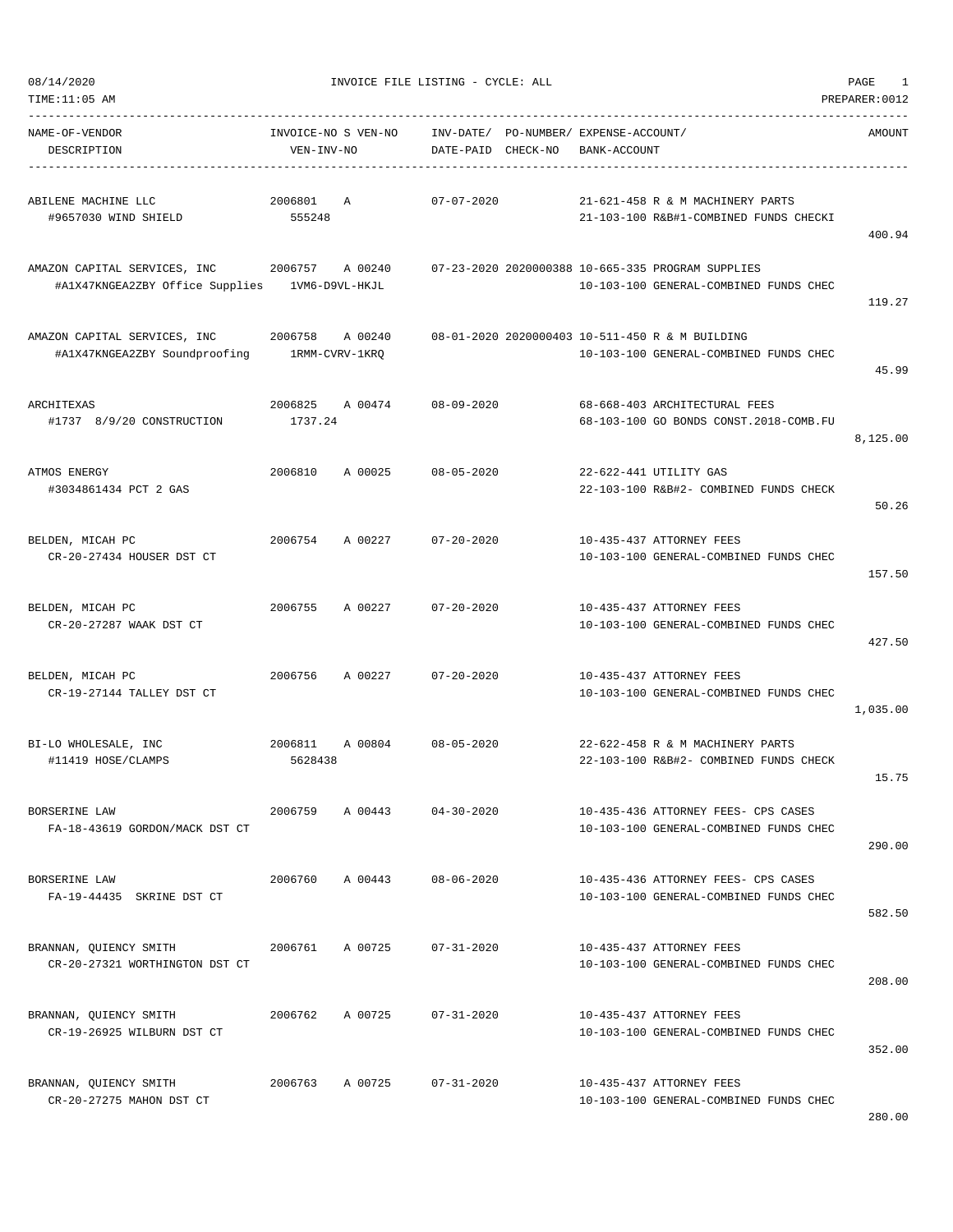08/14/2020 INVOICE FILE LISTING - CYCLE: ALL PAGE 1

TIME:11:05 AM PREPARER:0012

| NAME-OF-VENDOR<br>DESCRIPTION | INVOICE-NO S VEN-NO<br>VEN-INV-NO | INV-DATE/<br>DATE-PAID | PO-NUMBER/<br>CHECK-NO | EXPENSE-ACCOUNT/<br>BANK-ACCOUNT | AMOUNT |
|---|---|---|---|---|---|
| ABILENE MACHINE LLC<br>#9657030 WIND SHIELD | 2006801 A<br>555248 | 07-07-2020 | | 21-621-458 R & M MACHINERY PARTS<br>21-103-100 R&B#1-COMBINED FUNDS CHECKI | 400.94 |
| AMAZON CAPITAL SERVICES, INC<br>#A1X47KNGEA2ZBY Office Supplies | 2006757 A 00240<br>1VM6-D9VL-HKJL | 07-23-2020 | 2020000388 | 10-665-335 PROGRAM SUPPLIES<br>10-103-100 GENERAL-COMBINED FUNDS CHEC | 119.27 |
| AMAZON CAPITAL SERVICES, INC<br>#A1X47KNGEA2ZBY Soundproofing | 2006758 A 00240<br>1RMM-CVRV-1KRQ | 08-01-2020 | 2020000403 | 10-511-450 R & M BUILDING<br>10-103-100 GENERAL-COMBINED FUNDS CHEC | 45.99 |
| ARCHITEXAS<br>#1737 8/9/20 CONSTRUCTION | 2006825 A 00474<br>1737.24 | 08-09-2020 | | 68-668-403 ARCHITECTURAL FEES<br>68-103-100 GO BONDS CONST.2018-COMB.FU | 8,125.00 |
| ATMOS ENERGY<br>#3034861434 PCT 2 GAS | 2006810 A 00025 | 08-05-2020 | | 22-622-441 UTILITY GAS<br>22-103-100 R&B#2- COMBINED FUNDS CHECK | 50.26 |
| BELDEN, MICAH PC<br>CR-20-27434 HOUSER DST CT | 2006754 A 00227 | 07-20-2020 | | 10-435-437 ATTORNEY FEES<br>10-103-100 GENERAL-COMBINED FUNDS CHEC | 157.50 |
| BELDEN, MICAH PC<br>CR-20-27287 WAAK DST CT | 2006755 A 00227 | 07-20-2020 | | 10-435-437 ATTORNEY FEES<br>10-103-100 GENERAL-COMBINED FUNDS CHEC | 427.50 |
| BELDEN, MICAH PC<br>CR-19-27144 TALLEY DST CT | 2006756 A 00227 | 07-20-2020 | | 10-435-437 ATTORNEY FEES<br>10-103-100 GENERAL-COMBINED FUNDS CHEC | 1,035.00 |
| BI-LO WHOLESALE, INC<br>#11419 HOSE/CLAMPS | 2006811 A 00804<br>5628438 | 08-05-2020 | | 22-622-458 R & M MACHINERY PARTS<br>22-103-100 R&B#2- COMBINED FUNDS CHECK | 15.75 |
| BORSERINE LAW<br>FA-18-43619 GORDON/MACK DST CT | 2006759 A 00443 | 04-30-2020 | | 10-435-436 ATTORNEY FEES- CPS CASES<br>10-103-100 GENERAL-COMBINED FUNDS CHEC | 290.00 |
| BORSERINE LAW<br>FA-19-44435 SKRINE DST CT | 2006760 A 00443 | 08-06-2020 | | 10-435-436 ATTORNEY FEES- CPS CASES<br>10-103-100 GENERAL-COMBINED FUNDS CHEC | 582.50 |
| BRANNAN, QUIENCY SMITH<br>CR-20-27321 WORTHINGTON DST CT | 2006761 A 00725 | 07-31-2020 | | 10-435-437 ATTORNEY FEES<br>10-103-100 GENERAL-COMBINED FUNDS CHEC | 208.00 |
| BRANNAN, QUIENCY SMITH<br>CR-19-26925 WILBURN DST CT | 2006762 A 00725 | 07-31-2020 | | 10-435-437 ATTORNEY FEES<br>10-103-100 GENERAL-COMBINED FUNDS CHEC | 352.00 |
| BRANNAN, QUIENCY SMITH<br>CR-20-27275 MAHON DST CT | 2006763 A 00725 | 07-31-2020 | | 10-435-437 ATTORNEY FEES<br>10-103-100 GENERAL-COMBINED FUNDS CHEC | 280.00 |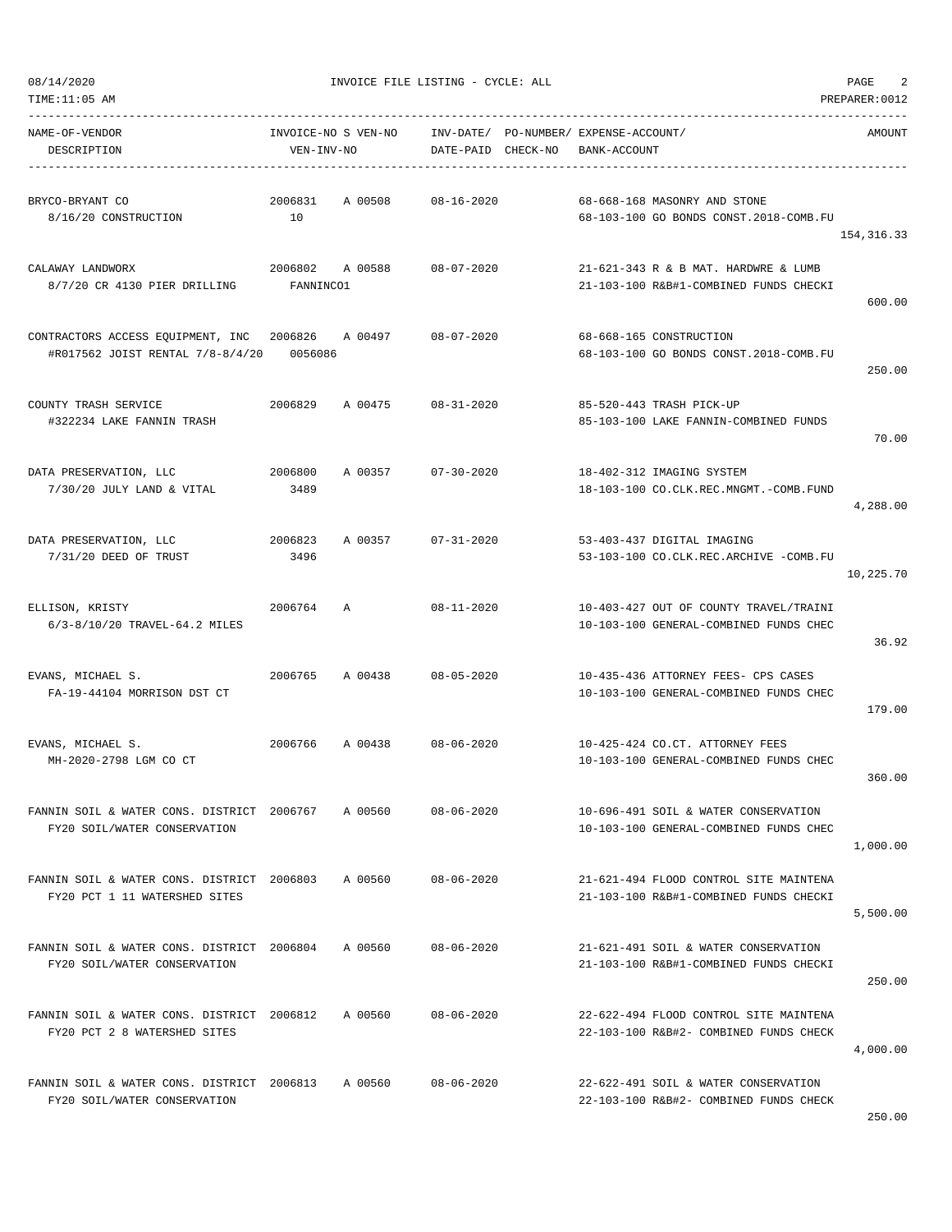08/14/2020 INVOICE FILE LISTING - CYCLE: ALL PAGE 2
TIME:11:05 AM PREPARER:0012

| NAME-OF-VENDOR / DESCRIPTION | INVOICE-NO / VEN-INV-NO | S VEN-NO | INV-DATE/ DATE-PAID | PO-NUMBER/ CHECK-NO | EXPENSE-ACCOUNT/ BANK-ACCOUNT | AMOUNT |
|---|---|---|---|---|---|---|
| BRYCO-BRYANT CO<br>8/16/20 CONSTRUCTION | 2006831<br>10 | A 00508 | 08-16-2020 | | 68-668-168 MASONRY AND STONE<br>68-103-100 GO BONDS CONST.2018-COMB.FU | 154,316.33 |
| CALAWAY LANDWORX<br>8/7/20 CR 4130 PIER DRILLING | 2006802<br>FANNINCO1 | A 00588 | 08-07-2020 | | 21-621-343 R & B MAT. HARDWRE & LUMB<br>21-103-100 R&B#1-COMBINED FUNDS CHECKI | 600.00 |
| CONTRACTORS ACCESS EQUIPMENT, INC<br>#R017562 JOIST RENTAL 7/8-8/4/20 | 2006826<br>0056086 | A 00497 | 08-07-2020 | | 68-668-165 CONSTRUCTION<br>68-103-100 GO BONDS CONST.2018-COMB.FU | 250.00 |
| COUNTY TRASH SERVICE<br>#322234 LAKE FANNIN TRASH | 2006829 | A 00475 | 08-31-2020 | | 85-520-443 TRASH PICK-UP<br>85-103-100 LAKE FANNIN-COMBINED FUNDS | 70.00 |
| DATA PRESERVATION, LLC<br>7/30/20 JULY LAND & VITAL | 2006800<br>3489 | A 00357 | 07-30-2020 | | 18-402-312 IMAGING SYSTEM<br>18-103-100 CO.CLK.REC.MNGMT.-COMB.FUND | 4,288.00 |
| DATA PRESERVATION, LLC<br>7/31/20 DEED OF TRUST | 2006823<br>3496 | A 00357 | 07-31-2020 | | 53-403-437 DIGITAL IMAGING<br>53-103-100 CO.CLK.REC.ARCHIVE -COMB.FU | 10,225.70 |
| ELLISON, KRISTY<br>6/3-8/10/20 TRAVEL-64.2 MILES | 2006764 | A | 08-11-2020 | | 10-403-427 OUT OF COUNTY TRAVEL/TRAINI<br>10-103-100 GENERAL-COMBINED FUNDS CHEC | 36.92 |
| EVANS, MICHAEL S.<br>FA-19-44104 MORRISON DST CT | 2006765 | A 00438 | 08-05-2020 | | 10-435-436 ATTORNEY FEES- CPS CASES<br>10-103-100 GENERAL-COMBINED FUNDS CHEC | 179.00 |
| EVANS, MICHAEL S.<br>MH-2020-2798 LGM CO CT | 2006766 | A 00438 | 08-06-2020 | | 10-425-424 CO.CT. ATTORNEY FEES<br>10-103-100 GENERAL-COMBINED FUNDS CHEC | 360.00 |
| FANNIN SOIL & WATER CONS. DISTRICT<br>FY20 SOIL/WATER CONSERVATION | 2006767 | A 00560 | 08-06-2020 | | 10-696-491 SOIL & WATER CONSERVATION<br>10-103-100 GENERAL-COMBINED FUNDS CHEC | 1,000.00 |
| FANNIN SOIL & WATER CONS. DISTRICT<br>FY20 PCT 1 11 WATERSHED SITES | 2006803 | A 00560 | 08-06-2020 | | 21-621-494 FLOOD CONTROL SITE MAINTENA<br>21-103-100 R&B#1-COMBINED FUNDS CHECKI | 5,500.00 |
| FANNIN SOIL & WATER CONS. DISTRICT<br>FY20 SOIL/WATER CONSERVATION | 2006804 | A 00560 | 08-06-2020 | | 21-621-491 SOIL & WATER CONSERVATION<br>21-103-100 R&B#1-COMBINED FUNDS CHECKI | 250.00 |
| FANNIN SOIL & WATER CONS. DISTRICT<br>FY20 PCT 2 8 WATERSHED SITES | 2006812 | A 00560 | 08-06-2020 | | 22-622-494 FLOOD CONTROL SITE MAINTENA<br>22-103-100 R&B#2- COMBINED FUNDS CHECK | 4,000.00 |
| FANNIN SOIL & WATER CONS. DISTRICT<br>FY20 SOIL/WATER CONSERVATION | 2006813 | A 00560 | 08-06-2020 | | 22-622-491 SOIL & WATER CONSERVATION<br>22-103-100 R&B#2- COMBINED FUNDS CHECK | 250.00 |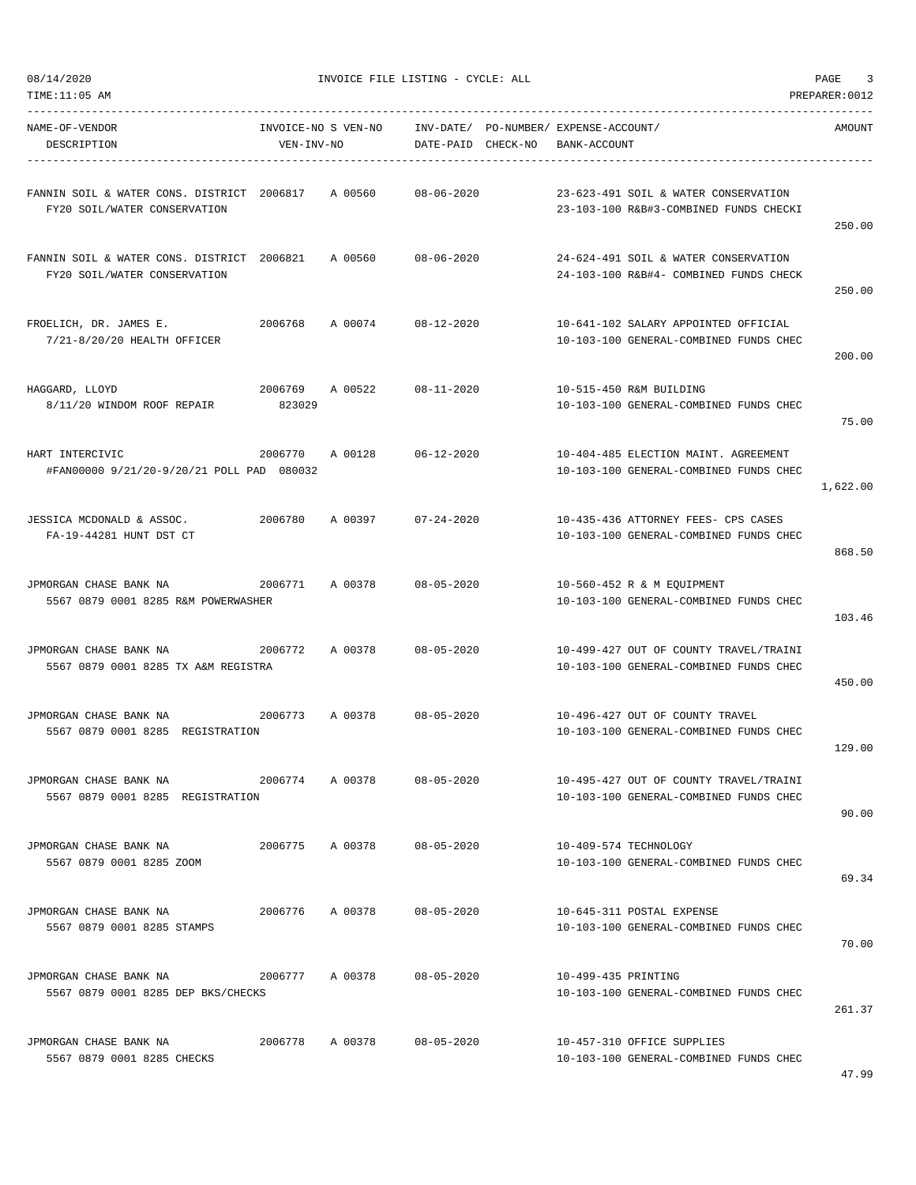08/14/2020 INVOICE FILE LISTING - CYCLE: ALL

TIME:11:05 AM PREPARER:0012

| NAME-OF-VENDOR / DESCRIPTION | INVOICE-NO / VEN-INV-NO | S VEN-NO | INV-DATE/ DATE-PAID | PO-NUMBER/ CHECK-NO | EXPENSE-ACCOUNT/ BANK-ACCOUNT | AMOUNT |
|---|---|---|---|---|---|---|
| FANNIN SOIL & WATER CONS. DISTRICT<br>FY20 SOIL/WATER CONSERVATION | 2006817 | A 00560 | 08-06-2020 | | 23-623-491 SOIL & WATER CONSERVATION<br>23-103-100 R&B#3-COMBINED FUNDS CHECKI | 250.00 |
| FANNIN SOIL & WATER CONS. DISTRICT<br>FY20 SOIL/WATER CONSERVATION | 2006821 | A 00560 | 08-06-2020 | | 24-624-491 SOIL & WATER CONSERVATION<br>24-103-100 R&B#4- COMBINED FUNDS CHECK | 250.00 |
| FROELICH, DR. JAMES E.<br>7/21-8/20/20 HEALTH OFFICER | 2006768 | A 00074 | 08-12-2020 | | 10-641-102 SALARY APPOINTED OFFICIAL<br>10-103-100 GENERAL-COMBINED FUNDS CHEC | 200.00 |
| HAGGARD, LLOYD<br>8/11/20 WINDOM ROOF REPAIR | 2006769<br>823029 | A 00522 | 08-11-2020 | | 10-515-450 R&M BUILDING<br>10-103-100 GENERAL-COMBINED FUNDS CHEC | 75.00 |
| HART INTERCIVIC<br>#FAN00000 9/21/20-9/20/21 POLL PAD | 2006770<br>080032 | A 00128 | 06-12-2020 | | 10-404-485 ELECTION MAINT. AGREEMENT<br>10-103-100 GENERAL-COMBINED FUNDS CHEC | 1,622.00 |
| JESSICA MCDONALD & ASSOC.<br>FA-19-44281 HUNT DST CT | 2006780 | A 00397 | 07-24-2020 | | 10-435-436 ATTORNEY FEES- CPS CASES<br>10-103-100 GENERAL-COMBINED FUNDS CHEC | 868.50 |
| JPMORGAN CHASE BANK NA<br>5567 0879 0001 8285 R&M POWERWASHER | 2006771 | A 00378 | 08-05-2020 | | 10-560-452 R & M EQUIPMENT<br>10-103-100 GENERAL-COMBINED FUNDS CHEC | 103.46 |
| JPMORGAN CHASE BANK NA<br>5567 0879 0001 8285 TX A&M REGISTRA | 2006772 | A 00378 | 08-05-2020 | | 10-499-427 OUT OF COUNTY TRAVEL/TRAINI<br>10-103-100 GENERAL-COMBINED FUNDS CHEC | 450.00 |
| JPMORGAN CHASE BANK NA<br>5567 0879 0001 8285 REGISTRATION | 2006773 | A 00378 | 08-05-2020 | | 10-496-427 OUT OF COUNTY TRAVEL<br>10-103-100 GENERAL-COMBINED FUNDS CHEC | 129.00 |
| JPMORGAN CHASE BANK NA<br>5567 0879 0001 8285 REGISTRATION | 2006774 | A 00378 | 08-05-2020 | | 10-495-427 OUT OF COUNTY TRAVEL/TRAINI<br>10-103-100 GENERAL-COMBINED FUNDS CHEC | 90.00 |
| JPMORGAN CHASE BANK NA<br>5567 0879 0001 8285 ZOOM | 2006775 | A 00378 | 08-05-2020 | | 10-409-574 TECHNOLOGY<br>10-103-100 GENERAL-COMBINED FUNDS CHEC | 69.34 |
| JPMORGAN CHASE BANK NA<br>5567 0879 0001 8285 STAMPS | 2006776 | A 00378 | 08-05-2020 | | 10-645-311 POSTAL EXPENSE<br>10-103-100 GENERAL-COMBINED FUNDS CHEC | 70.00 |
| JPMORGAN CHASE BANK NA<br>5567 0879 0001 8285 DEP BKS/CHECKS | 2006777 | A 00378 | 08-05-2020 | | 10-499-435 PRINTING<br>10-103-100 GENERAL-COMBINED FUNDS CHEC | 261.37 |
| JPMORGAN CHASE BANK NA<br>5567 0879 0001 8285 CHECKS | 2006778 | A 00378 | 08-05-2020 | | 10-457-310 OFFICE SUPPLIES<br>10-103-100 GENERAL-COMBINED FUNDS CHEC | 47.99 |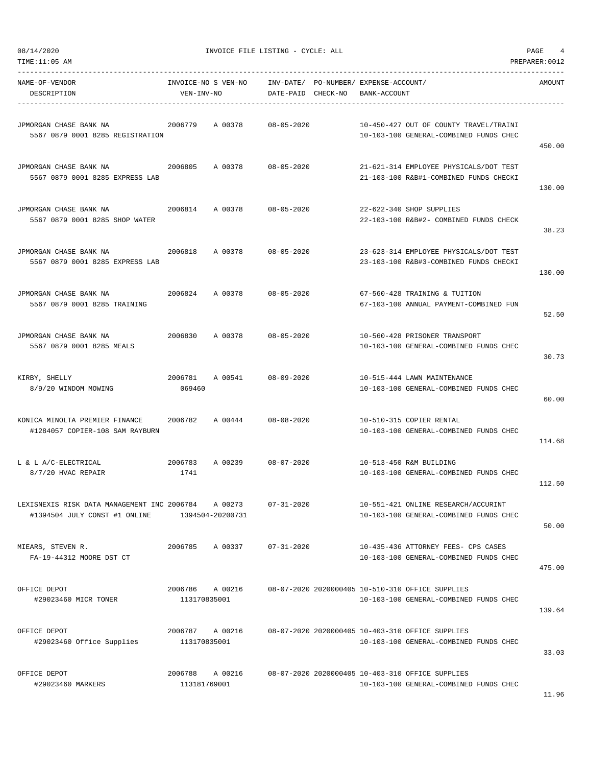08/14/2020 INVOICE FILE LISTING - CYCLE: ALL

TIME:11:05 AM PREPARER:0012

| NAME-OF-VENDOR / DESCRIPTION | INVOICE-NO S VEN-NO / VEN-INV-NO | INV-DATE/ DATE-PAID | PO-NUMBER/ CHECK-NO | EXPENSE-ACCOUNT/ BANK-ACCOUNT | AMOUNT |
|---|---|---|---|---|---|
| JPMORGAN CHASE BANK NA<br>5567 0879 0001 8285 REGISTRATION | 2006779 A 00378 | 08-05-2020 | | 10-450-427 OUT OF COUNTY TRAVEL/TRAINI<br>10-103-100 GENERAL-COMBINED FUNDS CHEC | 450.00 |
| JPMORGAN CHASE BANK NA<br>5567 0879 0001 8285 EXPRESS LAB | 2006805 A 00378 | 08-05-2020 | | 21-621-314 EMPLOYEE PHYSICALS/DOT TEST<br>21-103-100 R&B#1-COMBINED FUNDS CHECKI | 130.00 |
| JPMORGAN CHASE BANK NA<br>5567 0879 0001 8285 SHOP WATER | 2006814 A 00378 | 08-05-2020 | | 22-622-340 SHOP SUPPLIES<br>22-103-100 R&B#2- COMBINED FUNDS CHECK | 38.23 |
| JPMORGAN CHASE BANK NA<br>5567 0879 0001 8285 EXPRESS LAB | 2006818 A 00378 | 08-05-2020 | | 23-623-314 EMPLOYEE PHYSICALS/DOT TEST<br>23-103-100 R&B#3-COMBINED FUNDS CHECKI | 130.00 |
| JPMORGAN CHASE BANK NA<br>5567 0879 0001 8285 TRAINING | 2006824 A 00378 | 08-05-2020 | | 67-560-428 TRAINING & TUITION<br>67-103-100 ANNUAL PAYMENT-COMBINED FUN | 52.50 |
| JPMORGAN CHASE BANK NA<br>5567 0879 0001 8285 MEALS | 2006830 A 00378 | 08-05-2020 | | 10-560-428 PRISONER TRANSPORT<br>10-103-100 GENERAL-COMBINED FUNDS CHEC | 30.73 |
| KIRBY, SHELLY<br>8/9/20 WINDOM MOWING | 2006781 A 00541<br>069460 | 08-09-2020 | | 10-515-444 LAWN MAINTENANCE<br>10-103-100 GENERAL-COMBINED FUNDS CHEC | 60.00 |
| KONICA MINOLTA PREMIER FINANCE<br>#1284057 COPIER-108 SAM RAYBURN | 2006782 A 00444 | 08-08-2020 | | 10-510-315 COPIER RENTAL<br>10-103-100 GENERAL-COMBINED FUNDS CHEC | 114.68 |
| L & L A/C-ELECTRICAL<br>8/7/20 HVAC REPAIR | 2006783 A 00239<br>1741 | 08-07-2020 | | 10-513-450 R&M BUILDING<br>10-103-100 GENERAL-COMBINED FUNDS CHEC | 112.50 |
| LEXISNEXIS RISK DATA MANAGEMENT INC<br>#1394504 JULY CONST #1 ONLINE | 2006784 A 00273<br>1394504-20200731 | 07-31-2020 | | 10-551-421 ONLINE RESEARCH/ACCURINT<br>10-103-100 GENERAL-COMBINED FUNDS CHEC | 50.00 |
| MIEARS, STEVEN R.<br>FA-19-44312 MOORE DST CT | 2006785 A 00337 | 07-31-2020 | | 10-435-436 ATTORNEY FEES- CPS CASES<br>10-103-100 GENERAL-COMBINED FUNDS CHEC | 475.00 |
| OFFICE DEPOT<br>#29023460 MICR TONER | 2006786 A 00216<br>113170835001 | 08-07-2020 | 2020000405 | 10-510-310 OFFICE SUPPLIES<br>10-103-100 GENERAL-COMBINED FUNDS CHEC | 139.64 |
| OFFICE DEPOT<br>#29023460 Office Supplies | 2006787 A 00216<br>113170835001 | 08-07-2020 | 2020000405 | 10-403-310 OFFICE SUPPLIES<br>10-103-100 GENERAL-COMBINED FUNDS CHEC | 33.03 |
| OFFICE DEPOT<br>#29023460 MARKERS | 2006788 A 00216<br>113181769001 | 08-07-2020 | 2020000405 | 10-403-310 OFFICE SUPPLIES<br>10-103-100 GENERAL-COMBINED FUNDS CHEC | 11.96 |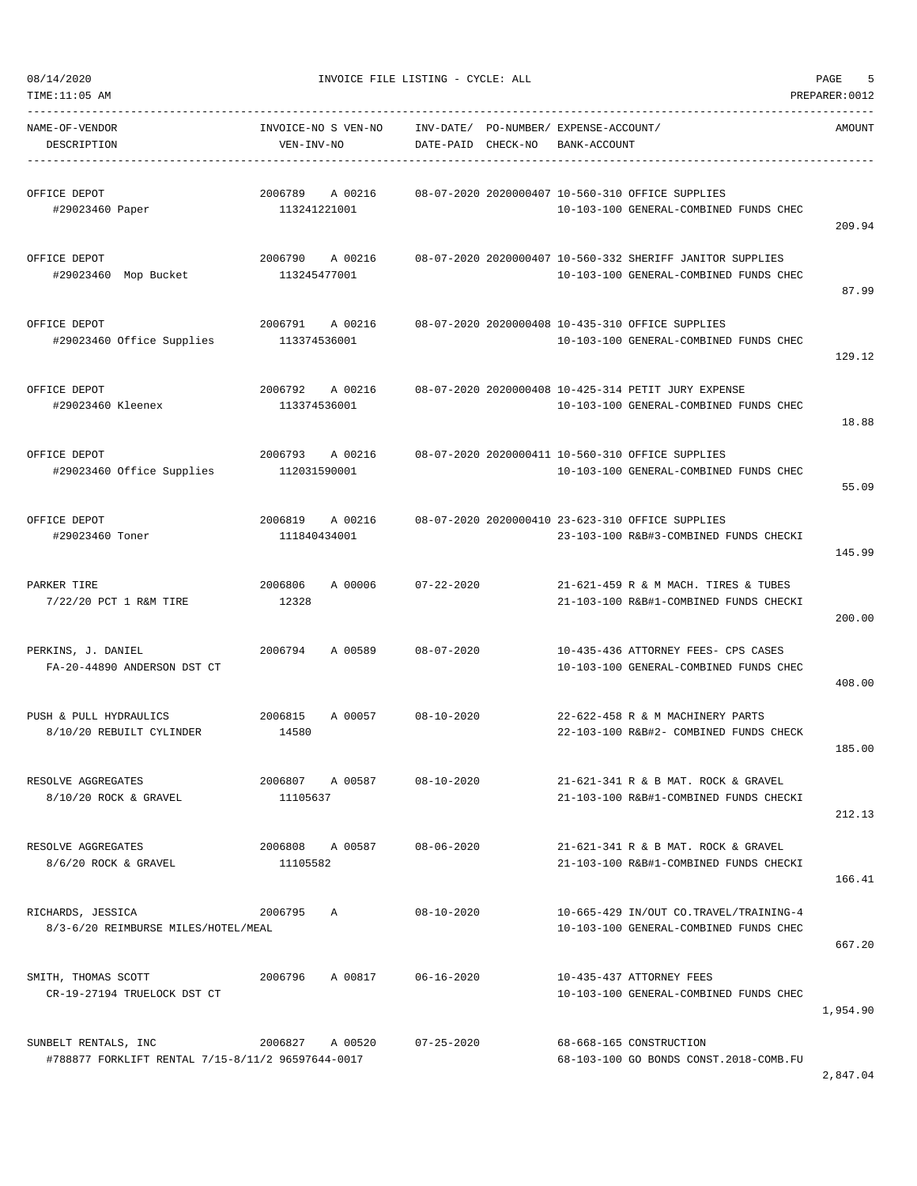INVOICE FILE LISTING - CYCLE: ALL

08/14/2020
TIME:11:05 AM
PREPARER:0012

| NAME-OF-VENDOR / DESCRIPTION | INVOICE-NO S VEN-NO / VEN-INV-NO | INV-DATE/ DATE-PAID | PO-NUMBER/ CHECK-NO | EXPENSE-ACCOUNT/ BANK-ACCOUNT | AMOUNT |
|---|---|---|---|---|---|
| OFFICE DEPOT<br>#29023460 Paper | 2006789 A 00216<br>113241221001 | 08-07-2020 | 2020000407 | 10-560-310 OFFICE SUPPLIES<br>10-103-100 GENERAL-COMBINED FUNDS CHEC | 209.94 |
| OFFICE DEPOT<br>#29023460 Mop Bucket | 2006790 A 00216<br>113245477001 | 08-07-2020 | 2020000407 | 10-560-332 SHERIFF JANITOR SUPPLIES<br>10-103-100 GENERAL-COMBINED FUNDS CHEC | 87.99 |
| OFFICE DEPOT<br>#29023460 Office Supplies | 2006791 A 00216<br>113374536001 | 08-07-2020 | 2020000408 | 10-435-310 OFFICE SUPPLIES<br>10-103-100 GENERAL-COMBINED FUNDS CHEC | 129.12 |
| OFFICE DEPOT<br>#29023460 Kleenex | 2006792 A 00216<br>113374536001 | 08-07-2020 | 2020000408 | 10-425-314 PETIT JURY EXPENSE<br>10-103-100 GENERAL-COMBINED FUNDS CHEC | 18.88 |
| OFFICE DEPOT<br>#29023460 Office Supplies | 2006793 A 00216<br>112031590001 | 08-07-2020 | 2020000411 | 10-560-310 OFFICE SUPPLIES<br>10-103-100 GENERAL-COMBINED FUNDS CHEC | 55.09 |
| OFFICE DEPOT<br>#29023460 Toner | 2006819 A 00216<br>111840434001 | 08-07-2020 | 2020000410 | 23-623-310 OFFICE SUPPLIES<br>23-103-100 R&B#3-COMBINED FUNDS CHECKI | 145.99 |
| PARKER TIRE<br>7/22/20 PCT 1 R&M TIRE | 2006806 A 00006<br>12328 | 07-22-2020 | | 21-621-459 R & M MACH. TIRES & TUBES<br>21-103-100 R&B#1-COMBINED FUNDS CHECKI | 200.00 |
| PERKINS, J. DANIEL<br>FA-20-44890 ANDERSON DST CT | 2006794 A 00589 | 08-07-2020 | | 10-435-436 ATTORNEY FEES- CPS CASES<br>10-103-100 GENERAL-COMBINED FUNDS CHEC | 408.00 |
| PUSH & PULL HYDRAULICS<br>8/10/20 REBUILT CYLINDER | 2006815 A 00057<br>14580 | 08-10-2020 | | 22-622-458 R & M MACHINERY PARTS<br>22-103-100 R&B#2- COMBINED FUNDS CHECK | 185.00 |
| RESOLVE AGGREGATES<br>8/10/20 ROCK & GRAVEL | 2006807 A 00587<br>11105637 | 08-10-2020 | | 21-621-341 R & B MAT. ROCK & GRAVEL<br>21-103-100 R&B#1-COMBINED FUNDS CHECKI | 212.13 |
| RESOLVE AGGREGATES<br>8/6/20 ROCK & GRAVEL | 2006808 A 00587<br>11105582 | 08-06-2020 | | 21-621-341 R & B MAT. ROCK & GRAVEL<br>21-103-100 R&B#1-COMBINED FUNDS CHECKI | 166.41 |
| RICHARDS, JESSICA<br>8/3-6/20 REIMBURSE MILES/HOTEL/MEAL | 2006795 A | 08-10-2020 | | 10-665-429 IN/OUT CO.TRAVEL/TRAINING-4<br>10-103-100 GENERAL-COMBINED FUNDS CHEC | 667.20 |
| SMITH, THOMAS SCOTT<br>CR-19-27194 TRUELOCK DST CT | 2006796 A 00817 | 06-16-2020 | | 10-435-437 ATTORNEY FEES<br>10-103-100 GENERAL-COMBINED FUNDS CHEC | 1,954.90 |
| SUNBELT RENTALS, INC<br>#788877 FORKLIFT RENTAL 7/15-8/11/2 96597644-0017 | 2006827 A 00520 | 07-25-2020 | | 68-668-165 CONSTRUCTION<br>68-103-100 GO BONDS CONST.2018-COMB.FU | 2,847.04 |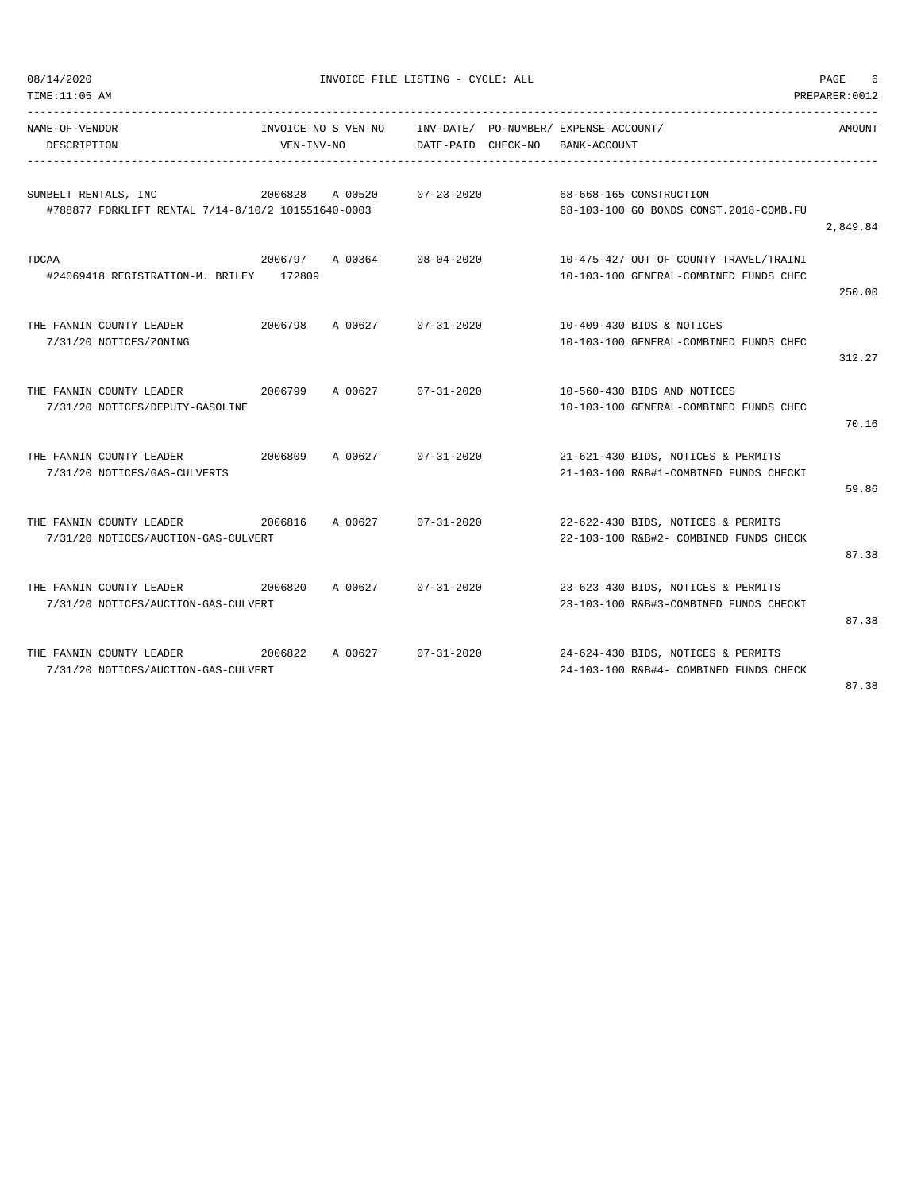08/14/2020 INVOICE FILE LISTING - CYCLE: ALL

TIME:11:05 AM PREPARER:0012

| NAME-OF-VENDOR / DESCRIPTION | INVOICE-NO | S VEN-NO / VEN-INV-NO | INV-DATE/ DATE-PAID | PO-NUMBER/ CHECK-NO | EXPENSE-ACCOUNT/ BANK-ACCOUNT | AMOUNT |
|---|---|---|---|---|---|---|
| SUNBELT RENTALS, INC<br>#788877 FORKLIFT RENTAL 7/14-8/10/2 101551640-0003 | 2006828 | A 00520 | 07-23-2020 | | 68-668-165 CONSTRUCTION<br>68-103-100 GO BONDS CONST.2018-COMB.FU | 2,849.84 |
| TDCAA<br>#24069418 REGISTRATION-M. BRILEY | 2006797 | A 00364<br>172809 | 08-04-2020 | | 10-475-427 OUT OF COUNTY TRAVEL/TRAINI<br>10-103-100 GENERAL-COMBINED FUNDS CHEC | 250.00 |
| THE FANNIN COUNTY LEADER<br>7/31/20 NOTICES/ZONING | 2006798 | A 00627 | 07-31-2020 | | 10-409-430 BIDS & NOTICES<br>10-103-100 GENERAL-COMBINED FUNDS CHEC | 312.27 |
| THE FANNIN COUNTY LEADER<br>7/31/20 NOTICES/DEPUTY-GASOLINE | 2006799 | A 00627 | 07-31-2020 | | 10-560-430 BIDS AND NOTICES<br>10-103-100 GENERAL-COMBINED FUNDS CHEC | 70.16 |
| THE FANNIN COUNTY LEADER<br>7/31/20 NOTICES/GAS-CULVERTS | 2006809 | A 00627 | 07-31-2020 | | 21-621-430 BIDS, NOTICES & PERMITS<br>21-103-100 R&B#1-COMBINED FUNDS CHECKI | 59.86 |
| THE FANNIN COUNTY LEADER<br>7/31/20 NOTICES/AUCTION-GAS-CULVERT | 2006816 | A 00627 | 07-31-2020 | | 22-622-430 BIDS, NOTICES & PERMITS<br>22-103-100 R&B#2- COMBINED FUNDS CHECK | 87.38 |
| THE FANNIN COUNTY LEADER<br>7/31/20 NOTICES/AUCTION-GAS-CULVERT | 2006820 | A 00627 | 07-31-2020 | | 23-623-430 BIDS, NOTICES & PERMITS<br>23-103-100 R&B#3-COMBINED FUNDS CHECKI | 87.38 |
| THE FANNIN COUNTY LEADER<br>7/31/20 NOTICES/AUCTION-GAS-CULVERT | 2006822 | A 00627 | 07-31-2020 | | 24-624-430 BIDS, NOTICES & PERMITS<br>24-103-100 R&B#4- COMBINED FUNDS CHECK | 87.38 |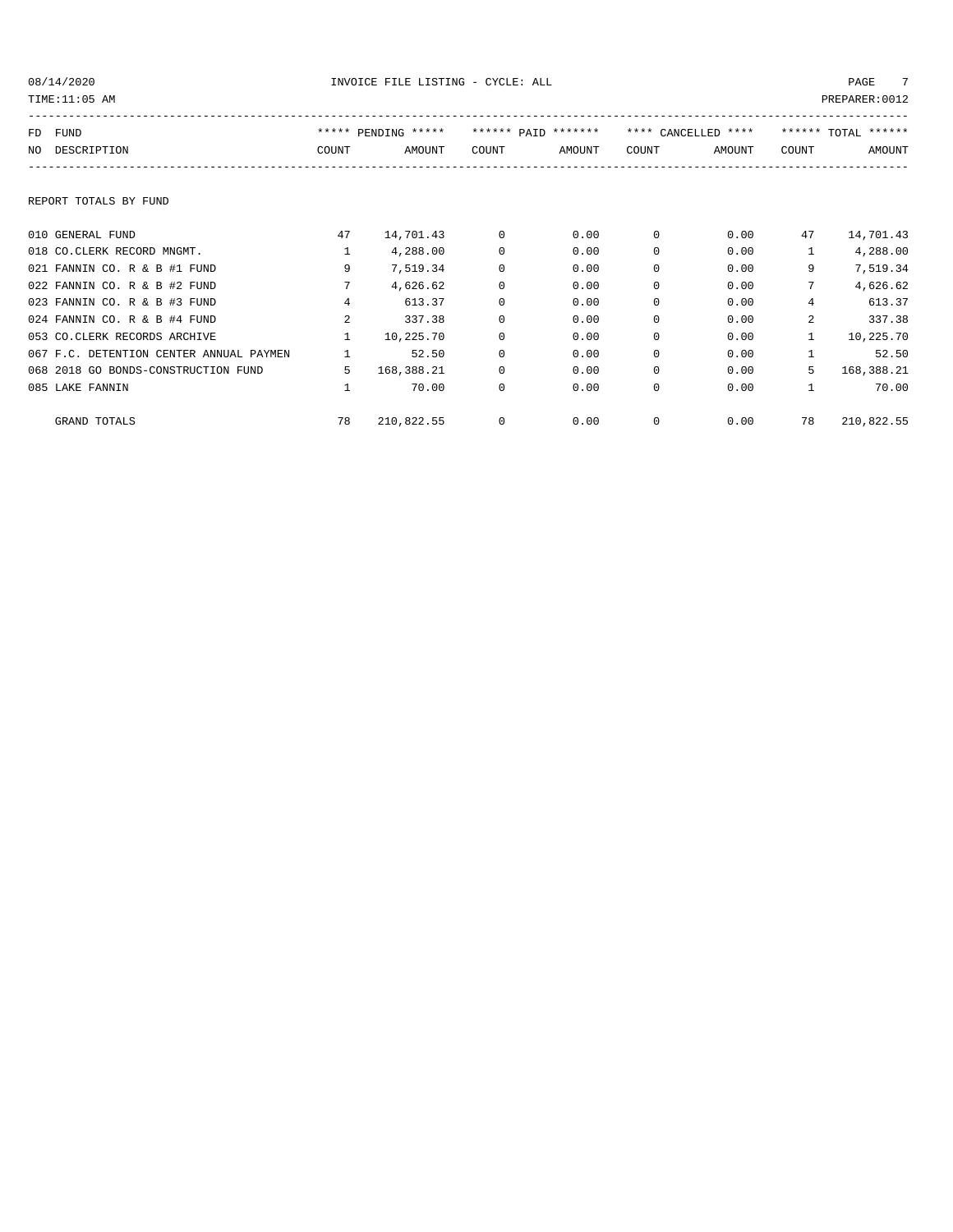08/14/2020 INVOICE FILE LISTING - CYCLE: ALL

TIME:11:05 AM PREPARER:0012

| FD NO | FUND DESCRIPTION | ***** PENDING ***** COUNT | AMOUNT | ****** PAID ******* COUNT | AMOUNT | **** CANCELLED **** COUNT | AMOUNT | ****** TOTAL ****** COUNT | AMOUNT |
|---|---|---|---|---|---|---|---|---|---|
| | REPORT TOTALS BY FUND | | | | | | | | |
| 010 | GENERAL FUND | 47 | 14,701.43 | 0 | 0.00 | 0 | 0.00 | 47 | 14,701.43 |
| 018 | CO.CLERK RECORD MNGMT. | 1 | 4,288.00 | 0 | 0.00 | 0 | 0.00 | 1 | 4,288.00 |
| 021 | FANNIN CO. R & B #1 FUND | 9 | 7,519.34 | 0 | 0.00 | 0 | 0.00 | 9 | 7,519.34 |
| 022 | FANNIN CO. R & B #2 FUND | 7 | 4,626.62 | 0 | 0.00 | 0 | 0.00 | 7 | 4,626.62 |
| 023 | FANNIN CO. R & B #3 FUND | 4 | 613.37 | 0 | 0.00 | 0 | 0.00 | 4 | 613.37 |
| 024 | FANNIN CO. R & B #4 FUND | 2 | 337.38 | 0 | 0.00 | 0 | 0.00 | 2 | 337.38 |
| 053 | CO.CLERK RECORDS ARCHIVE | 1 | 10,225.70 | 0 | 0.00 | 0 | 0.00 | 1 | 10,225.70 |
| 067 | F.C. DETENTION CENTER ANNUAL PAYMEN | 1 | 52.50 | 0 | 0.00 | 0 | 0.00 | 1 | 52.50 |
| 068 | 2018 GO BONDS-CONSTRUCTION FUND | 5 | 168,388.21 | 0 | 0.00 | 0 | 0.00 | 5 | 168,388.21 |
| 085 | LAKE FANNIN | 1 | 70.00 | 0 | 0.00 | 0 | 0.00 | 1 | 70.00 |
| | GRAND TOTALS | 78 | 210,822.55 | 0 | 0.00 | 0 | 0.00 | 78 | 210,822.55 |